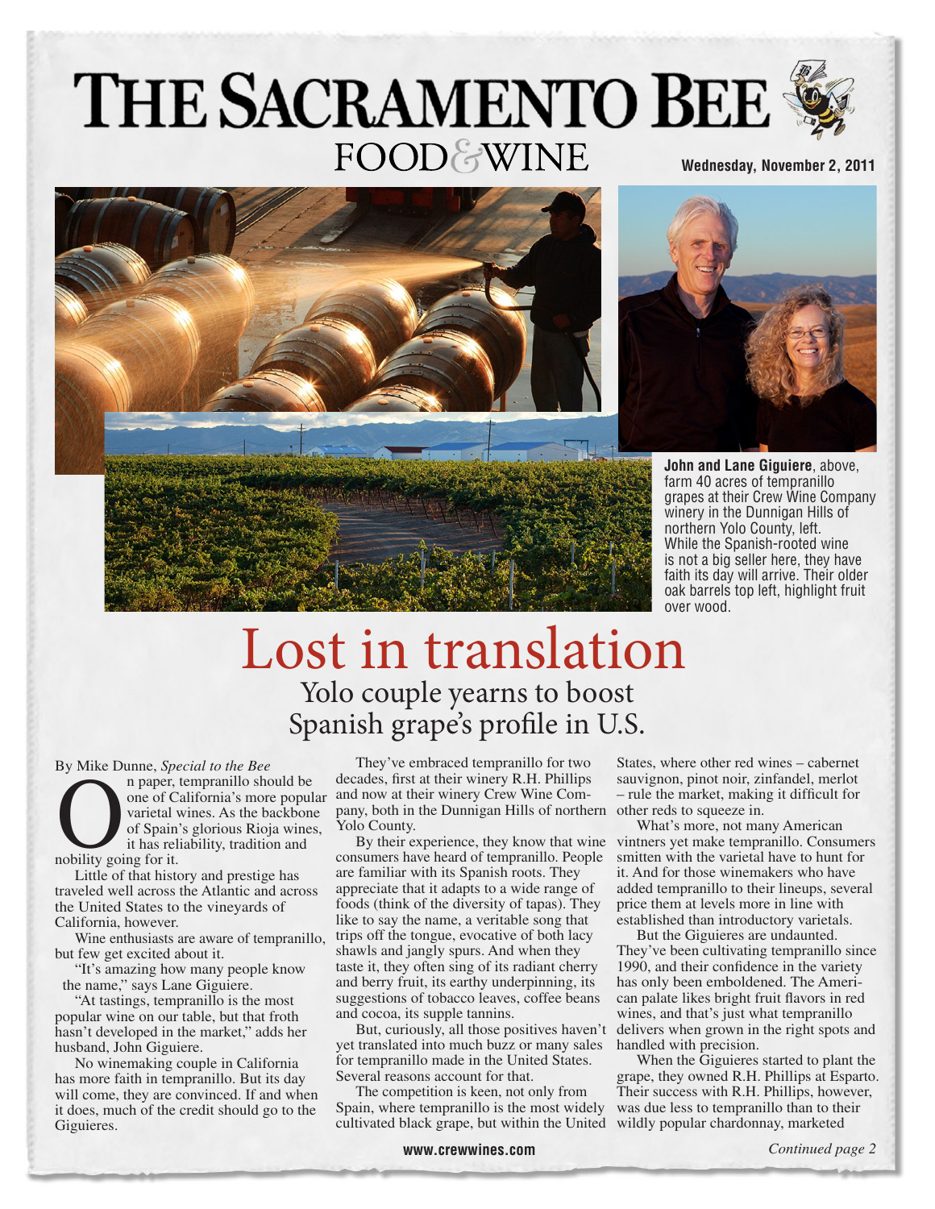# THE SACRAMENTO BEE

FOOD & WINE

Wednesday, November 2, 2011

**John and Lane Giguiere**, above, farm 40 acres of tempranillo grapes at their Crew Wine Company winery in the Dunnigan Hills of northern Yolo County, left. While the Spanish-rooted wine is not a big seller here, they have faith its day will arrive. Their older oak barrels top left, highlight fruit over wood.

# Lost in translation

## Yolo couple yearns to boost Spanish grape's profile in U.S.

By Mike Dunne, *Special to the Bee*

On paper, tempranillo should be one of California's more popular varietal wines. As the backbone of Spain's glorious Rioja wines, it has reliability, tradition and nobility going for it.

Little of that history and prestige has traveled well across the Atlantic and across the United States to the vineyards of California, however.

Wine enthusiasts are aware of tempranillo, but few get excited about it.

"It's amazing how many people know the name," says Lane Giguiere.

"At tastings, tempranillo is the most popular wine on our table, but that froth hasn't developed in the market," adds her husband, John Giguiere.

No winemaking couple in California has more faith in tempranillo. But its day will come, they are convinced. If and when it does, much of the credit should go to the Giguieres.

They've embraced tempranillo for two decades, first at their winery R.H. Phillips and now at their winery Crew Wine Company, both in the Dunnigan Hills of northern Yolo County.

By their experience, they know that wine consumers have heard of tempranillo. People are familiar with its Spanish roots. They appreciate that it adapts to a wide range of foods (think of the diversity of tapas). They like to say the name, a veritable song that trips off the tongue, evocative of both lacy shawls and jangly spurs. And when they taste it, they often sing of its radiant cherry and berry fruit, its earthy underpinning, its suggestions of tobacco leaves, coffee beans and cocoa, its supple tannins.

But, curiously, all those positives haven't yet translated into much buzz or many sales for tempranillo made in the United States. Several reasons account for that.

The competition is keen, not only from Spain, where tempranillo is the most widely cultivated black grape, but within the United States, where other red wines – cabernet sauvignon, pinot noir, zinfandel, merlot – rule the market, making it difficult for other reds to squeeze in.

What's more, not many American vintners yet make tempranillo. Consumers smitten with the varietal have to hunt for it. And for those winemakers who have added tempranillo to their lineups, several price them at levels more in line with established than introductory varietals.

But the Giguieres are undaunted. They've been cultivating tempranillo since 1990, and their confidence in the variety has only been emboldened. The American palate likes bright fruit flavors in red wines, and that's just what tempranillo delivers when grown in the right spots and handled with precision.

When the Giguieres started to plant the grape, they owned R.H. Phillips at Esparto. Their success with R.H. Phillips, however, was due less to tempranillo than to their wildly popular chardonnay, marketed

*Continued page 2*

www.crewwines.com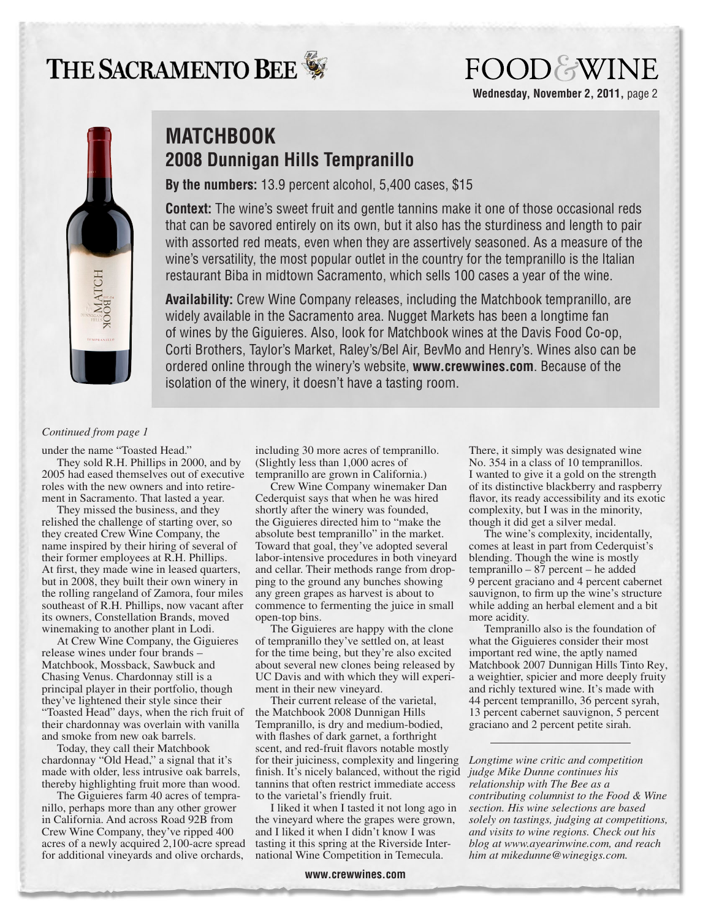## MATCHBOOK

### 2008 Dunnigan Hills Tempranillo

**By the numbers:** 13.9 percent alcohol, 5,400 cases, $15

**Context:** The wine's sweet fruit and gentle tannins make it one of those occasional reds that can be savored entirely on its own, but it also has the sturdiness and length to pair with assorted red meats, even when they are assertively seasoned. As a measure of the wine's versatility, the most popular outlet in the country for the tempranillo is the Italian restaurant Biba in midtown Sacramento, which sells 100 cases a year of the wine.

**Availability:** Crew Wine Company releases, including the Matchbook tempranillo, are widely available in the Sacramento area. Nugget Markets has been a longtime fan of wines by the Giguieres. Also, look for Matchbook wines at the Davis Food Co-op, Corti Brothers, Taylor's Market, Raley's/Bel Air, BevMo and Henry's. Wines also can be ordered online through the winery's website, **www.crewwines.com**. Because of the isolation of the winery, it doesn't have a tasting room.

*Continued from page 1*

under the name "Toasted Head."

They sold R.H. Phillips in 2000, and by 2005 had eased themselves out of executive roles with the new owners and into retirement in Sacramento. That lasted a year.

They missed the business, and they relished the challenge of starting over, so they created Crew Wine Company, the name inspired by their hiring of several of their former employees at R.H. Phillips. At first, they made wine in leased quarters, but in 2008, they built their own winery in the rolling rangeland of Zamora, four miles southeast of R.H. Phillips, now vacant after its owners, Constellation Brands, moved winemaking to another plant in Lodi.

At Crew Wine Company, the Giguieres release wines under four brands – Matchbook, Mossback, Sawbuck and Chasing Venus. Chardonnay still is a principal player in their portfolio, though they've lightened their style since their "Toasted Head" days, when the rich fruit of their chardonnay was overlain with vanilla and smoke from new oak barrels.

Today, they call their Matchbook chardonnay "Old Head," a signal that it's made with older, less intrusive oak barrels, thereby highlighting fruit more than wood.

The Giguieres farm 40 acres of tempranillo, perhaps more than any other grower in California. And across Road 92B from Crew Wine Company, they've ripped 400 acres of a newly acquired 2,100-acre spread for additional vineyards and olive orchards, including 30 more acres of tempranillo. (Slightly less than 1,000 acres of tempranillo are grown in California.)

Crew Wine Company winemaker Dan Cederquist says that when he was hired shortly after the winery was founded, the Giguieres directed him to "make the absolute best tempranillo" in the market. Toward that goal, they've adopted several labor-intensive procedures in both vineyard and cellar. Their methods range from dropping to the ground any bunches showing any green grapes as harvest is about to commence to fermenting the juice in small open-top bins.

The Giguieres are happy with the clone of tempranillo they've settled on, at least for the time being, but they're also excited about several new clones being released by UC Davis and with which they will experiment in their new vineyard.

Their current release of the varietal, the Matchbook 2008 Dunnigan Hills Tempranillo, is dry and medium-bodied, with flashes of dark garnet, a forthright scent, and red-fruit flavors notable mostly for their juiciness, complexity and lingering finish. It's nicely balanced, without the rigid tannins that often restrict immediate access to the varietal's friendly fruit.

I liked it when I tasted it not long ago in the vineyard where the grapes were grown, and I liked it when I didn't know I was tasting it this spring at the Riverside International Wine Competition in Temecula. There, it simply was designated wine No. 354 in a class of 10 tempranillos. I wanted to give it a gold on the strength of its distinctive blackberry and raspberry flavor, its ready accessibility and its exotic complexity, but I was in the minority, though it did get a silver medal.

The wine's complexity, incidentally, comes at least in part from Cederquist's blending. Though the wine is mostly tempranillo – 87 percent – he added 9 percent graciano and 4 percent cabernet sauvignon, to firm up the wine's structure while adding an herbal element and a bit more acidity.

Tempranillo also is the foundation of what the Giguieres consider their most important red wine, the aptly named Matchbook 2007 Dunnigan Hills Tinto Rey, a weightier, spicier and more deeply fruity and richly textured wine. It's made with 44 percent tempranillo, 36 percent syrah, 13 percent cabernet sauvignon, 5 percent graciano and 2 percent petite sirah.

---

*Longtime wine critic and competition judge Mike Dunne continues his relationship with The Bee as a contributing columnist to the Food & Wine section. His wine selections are based solely on tastings, judging at competitions, and visits to wine regions. Check out his blog at www.ayearinwine.com, and reach him at mikedunne@winegigs.com.*

www.crewwines.com